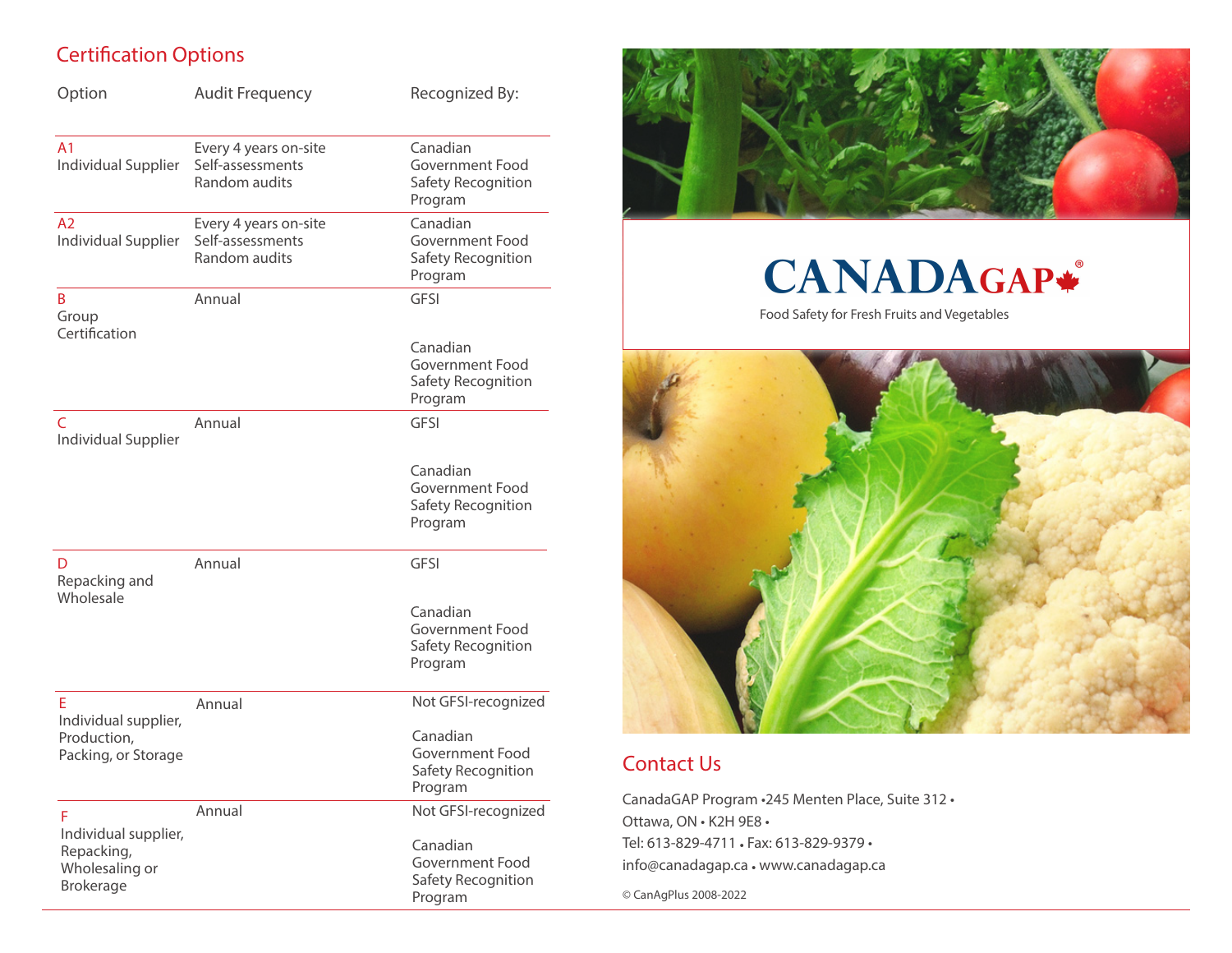## Certification Options

| Option | Audit Frequency | Recognized By: |
|---|---|---|
| A1 Individual Supplier | Every 4 years on-site Self-assessments Random audits | Canadian Government Food Safety Recognition Program |
| A2 Individual Supplier | Every 4 years on-site Self-assessments Random audits | Canadian Government Food Safety Recognition Program |
| B Group Certification | Annual | GFSI<br><br>Canadian Government Food Safety Recognition Program |
| C Individual Supplier | Annual | GFSI<br><br>Canadian Government Food Safety Recognition Program |
| D Repacking and Wholesale | Annual | GFSI<br><br>Canadian Government Food Safety Recognition Program |
| E Individual supplier, Production, Packing, or Storage | Annual | Not GFSI-recognized<br><br>Canadian Government Food Safety Recognition Program |
| F Individual supplier, Repacking, Wholesaling or Brokerage | Annual | Not GFSI-recognized<br><br>Canadian Government Food Safety Recognition Program |

# CANADAGAP®

Food Safety for Fresh Fruits and Vegetables

## Contact Us

CanadaGAP Program • 245 Menten Place, Suite 312 •
Ottawa, ON • K2H 9E8 •
Tel: 613-829-4711 • Fax: 613-829-9379 •
info@canadagap.ca • www.canadagap.ca

© CanAgPlus 2008-2022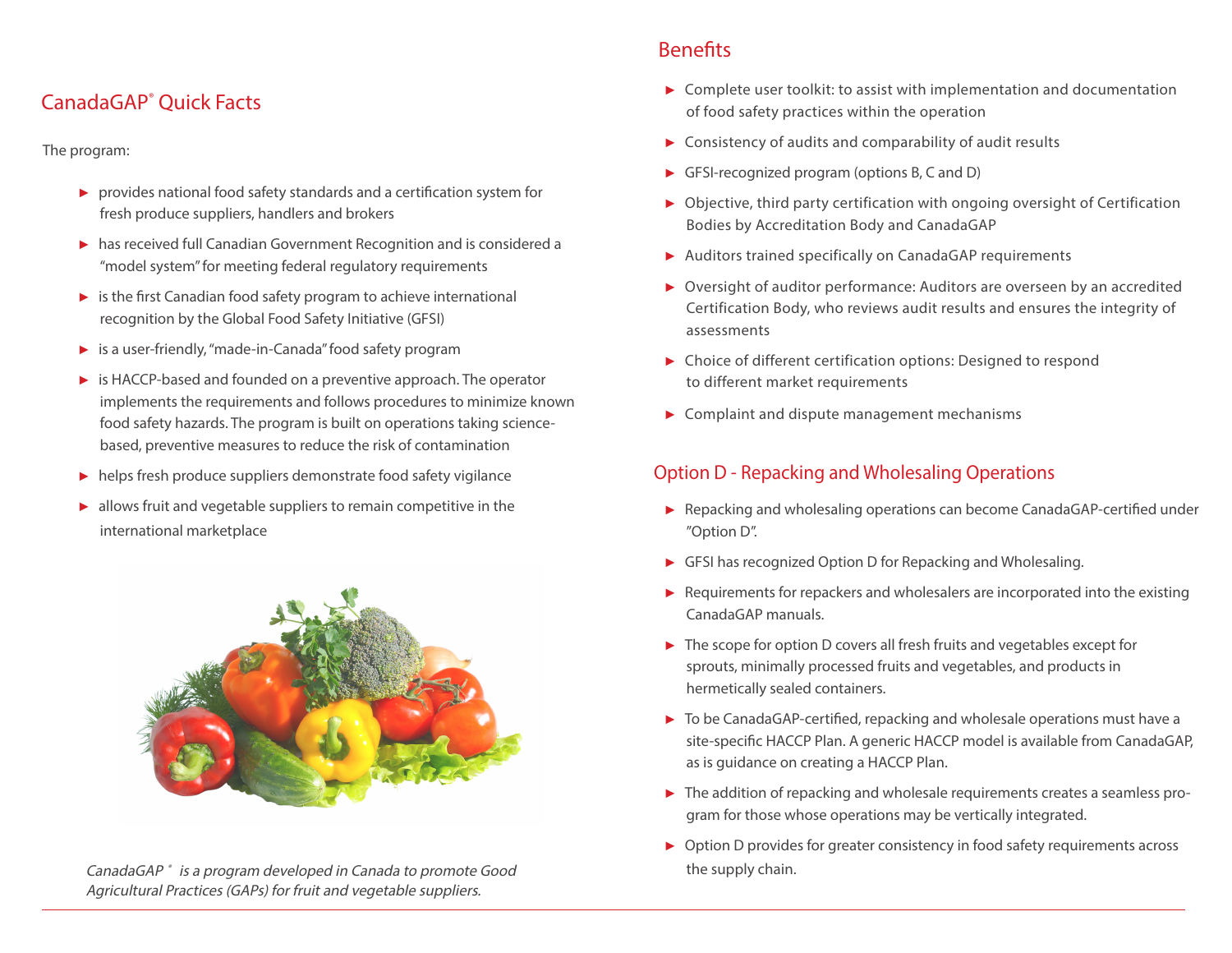## CanadaGAP® Quick Facts

The program:

- provides national food safety standards and a certification system for fresh produce suppliers, handlers and brokers
- has received full Canadian Government Recognition and is considered a "model system" for meeting federal regulatory requirements
- is the first Canadian food safety program to achieve international recognition by the Global Food Safety Initiative (GFSI)
- is a user-friendly, "made-in-Canada" food safety program
- is HACCP-based and founded on a preventive approach. The operator implements the requirements and follows procedures to minimize known food safety hazards. The program is built on operations taking science-based, preventive measures to reduce the risk of contamination
- helps fresh produce suppliers demonstrate food safety vigilance
- allows fruit and vegetable suppliers to remain competitive in the international marketplace

*CanadaGAP® is a program developed in Canada to promote Good Agricultural Practices (GAPs) for fruit and vegetable suppliers.*

## Benefits

- Complete user toolkit: to assist with implementation and documentation of food safety practices within the operation
- Consistency of audits and comparability of audit results
- GFSI-recognized program (options B, C and D)
- Objective, third party certification with ongoing oversight of Certification Bodies by Accreditation Body and CanadaGAP
- Auditors trained specifically on CanadaGAP requirements
- Oversight of auditor performance: Auditors are overseen by an accredited Certification Body, who reviews audit results and ensures the integrity of assessments
- Choice of different certification options: Designed to respond to different market requirements
- Complaint and dispute management mechanisms

## Option D - Repacking and Wholesaling Operations

- Repacking and wholesaling operations can become CanadaGAP-certified under "Option D".
- GFSI has recognized Option D for Repacking and Wholesaling.
- Requirements for repackers and wholesalers are incorporated into the existing CanadaGAP manuals.
- The scope for option D covers all fresh fruits and vegetables except for sprouts, minimally processed fruits and vegetables, and products in hermetically sealed containers.
- To be CanadaGAP-certified, repacking and wholesale operations must have a site-specific HACCP Plan. A generic HACCP model is available from CanadaGAP, as is guidance on creating a HACCP Plan.
- The addition of repacking and wholesale requirements creates a seamless program for those whose operations may be vertically integrated.
- Option D provides for greater consistency in food safety requirements across the supply chain.